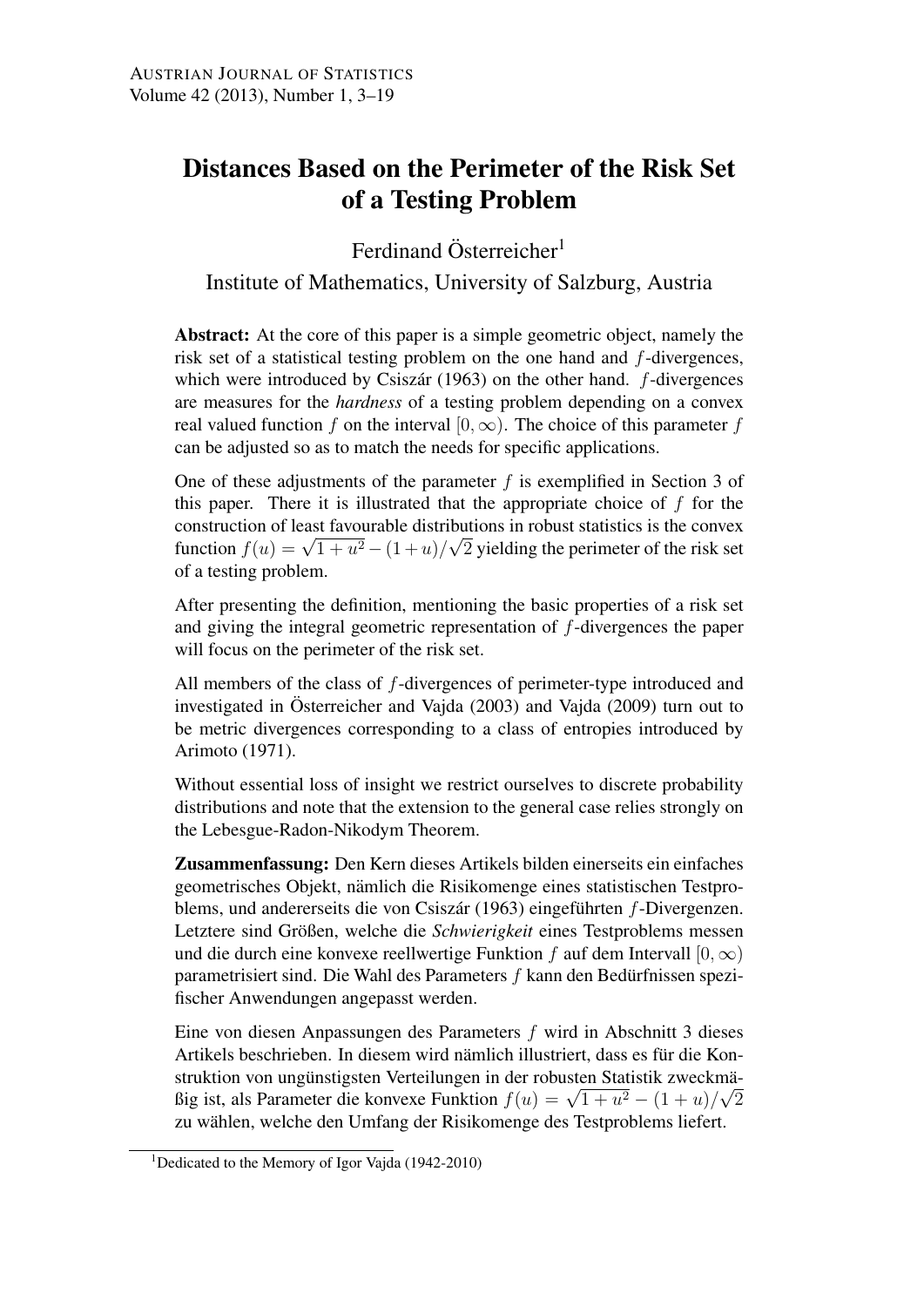# Distances Based on the Perimeter of the Risk Set of a Testing Problem

Ferdinand Österreicher[1]

Institute of Mathematics, University of Salzburg, Austria

**Abstract:** At the core of this paper is a simple geometric object, namely the risk set of a statistical testing problem on the one hand and $f$-divergences, which were introduced by Csiszár (1963) on the other hand. $f$-divergences are measures for the *hardness* of a testing problem depending on a convex real valued function $f$ on the interval $[0, \infty)$. The choice of this parameter $f$ can be adjusted so as to match the needs for specific applications.

One of these adjustments of the parameter $f$ is exemplified in Section 3 of this paper. There it is illustrated that the appropriate choice of $f$ for the construction of least favourable distributions in robust statistics is the convex function $f(u) = \sqrt{1 + u^2} - (1 + u)/\sqrt{2}$ yielding the perimeter of the risk set of a testing problem.

After presenting the definition, mentioning the basic properties of a risk set and giving the integral geometric representation of $f$-divergences the paper will focus on the perimeter of the risk set.

All members of the class of $f$-divergences of perimeter-type introduced and investigated in Österreicher and Vajda (2003) and Vajda (2009) turn out to be metric divergences corresponding to a class of entropies introduced by Arimoto (1971).

Without essential loss of insight we restrict ourselves to discrete probability distributions and note that the extension to the general case relies strongly on the Lebesgue-Radon-Nikodym Theorem.

**Zusammenfassung:** Den Kern dieses Artikels bilden einerseits ein einfaches geometrisches Objekt, nämlich die Risikomenge eines statistischen Testproblems, und andererseits die von Csiszár (1963) eingeführten $f$-Divergenzen. Letztere sind Größen, welche die *Schwierigkeit* eines Testproblems messen und die durch eine konvexe reellwertige Funktion $f$ auf dem Intervall $[0, \infty)$ parametrisiert sind. Die Wahl des Parameters $f$ kann den Bedürfnissen spezifischer Anwendungen angepasst werden.

Eine von diesen Anpassungen des Parameters $f$ wird in Abschnitt 3 dieses Artikels beschrieben. In diesem wird nämlich illustriert, dass es für die Konstruktion von ungünstigsten Verteilungen in der robusten Statistik zweckmäßig ist, als Parameter die konvexe Funktion $f(u) = \sqrt{1 + u^2} - (1 + u)/\sqrt{2}$ zu wählen, welche den Umfang der Risikomenge des Testproblems liefert.

[1] Dedicated to the Memory of Igor Vajda (1942-2010)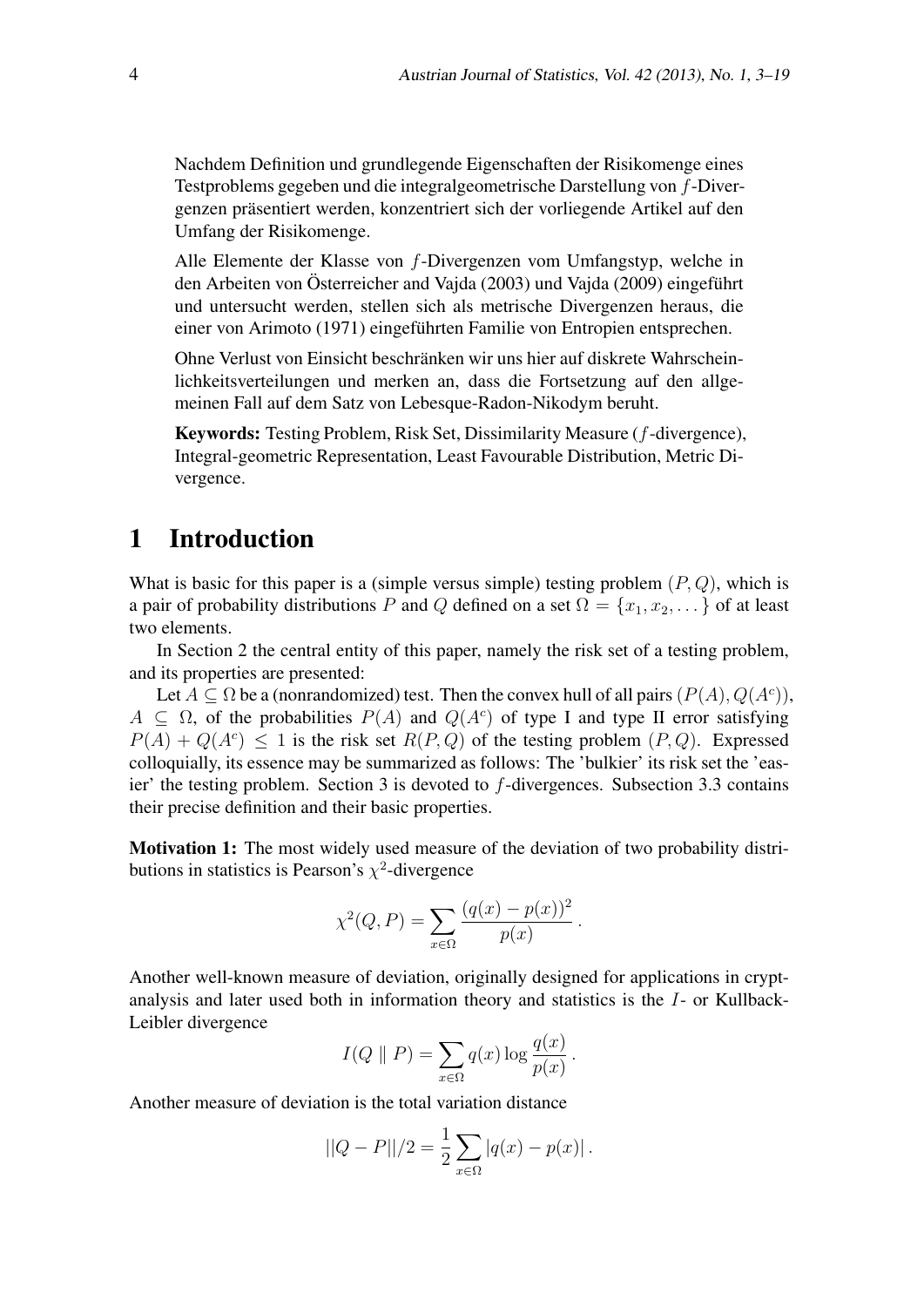Nachdem Definition und grundlegende Eigenschaften der Risikomenge eines Testproblems gegeben und die integralgeometrische Darstellung von $f$-Divergenzen präsentiert werden, konzentriert sich der vorliegende Artikel auf den Umfang der Risikomenge.

Alle Elemente der Klasse von $f$-Divergenzen vom Umfangstyp, welche in den Arbeiten von Österreicher and Vajda (2003) und Vajda (2009) eingeführt und untersucht werden, stellen sich als metrische Divergenzen heraus, die einer von Arimoto (1971) eingeführten Familie von Entropien entsprechen.

Ohne Verlust von Einsicht beschränken wir uns hier auf diskrete Wahrscheinlichkeitsverteilungen und merken an, dass die Fortsetzung auf den allgemeinen Fall auf dem Satz von Lebesque-Radon-Nikodym beruht.

**Keywords:** Testing Problem, Risk Set, Dissimilarity Measure ($f$-divergence), Integral-geometric Representation, Least Favourable Distribution, Metric Divergence.

# 1 Introduction

What is basic for this paper is a (simple versus simple) testing problem $(P, Q)$, which is a pair of probability distributions $P$ and $Q$ defined on a set $\Omega = \{x_1, x_2, \dots\}$ of at least two elements.

In Section 2 the central entity of this paper, namely the risk set of a testing problem, and its properties are presented:

Let $A \subseteq \Omega$ be a (nonrandomized) test. Then the convex hull of all pairs $(P(A), Q(A^c))$, $A \subseteq \Omega$, of the probabilities $P(A)$ and $Q(A^c)$ of type I and type II error satisfying $P(A) + Q(A^c) \leq 1$ is the risk set $R(P, Q)$ of the testing problem $(P, Q)$. Expressed colloquially, its essence may be summarized as follows: The 'bulkier' its risk set the 'easier' the testing problem. Section 3 is devoted to $f$-divergences. Subsection 3.3 contains their precise definition and their basic properties.

**Motivation 1:** The most widely used measure of the deviation of two probability distributions in statistics is Pearson's $\chi^2$-divergence

$$\chi^2(Q, P) = \sum_{x \in \Omega} \frac{(q(x) - p(x))^2}{p(x)} .$$

Another well-known measure of deviation, originally designed for applications in cryptanalysis and later used both in information theory and statistics is the $I$- or Kullback-Leibler divergence

$$I(Q \parallel P) = \sum_{x \in \Omega} q(x) \log \frac{q(x)}{p(x)} .$$

Another measure of deviation is the total variation distance

$$||Q - P||/2 = \frac{1}{2} \sum_{x \in \Omega} |q(x) - p(x)| .$$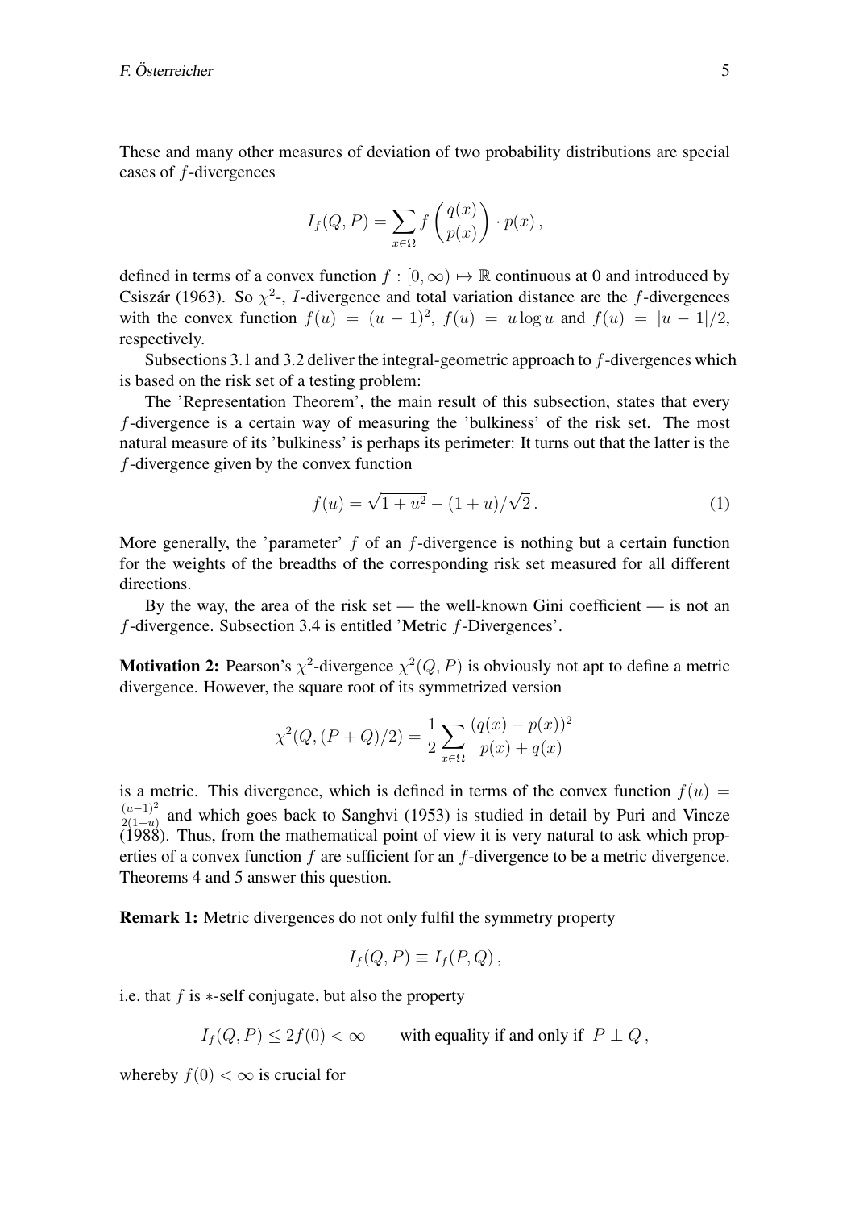These and many other measures of deviation of two probability distributions are special cases of $f$-divergences

$$I_f(Q,P) = \sum_{x\in\Omega} f\left(\frac{q(x)}{p(x)}\right) \cdot p(x)\,,$$

defined in terms of a convex function $f : [0,\infty) \mapsto \mathbb{R}$ continuous at 0 and introduced by Csiszár (1963). So $\chi^2$-, $I$-divergence and total variation distance are the $f$-divergences with the convex function $f(u) = (u-1)^2$, $f(u) = u\log u$ and $f(u) = |u-1|/2$, respectively.

Subsections 3.1 and 3.2 deliver the integral-geometric approach to $f$-divergences which is based on the risk set of a testing problem:

The 'Representation Theorem', the main result of this subsection, states that every $f$-divergence is a certain way of measuring the 'bulkiness' of the risk set. The most natural measure of its 'bulkiness' is perhaps its perimeter: It turns out that the latter is the $f$-divergence given by the convex function

$$f(u) = \sqrt{1+u^2} - (1+u)/\sqrt{2}\,. \tag{1}$$

More generally, the 'parameter' $f$ of an $f$-divergence is nothing but a certain function for the weights of the breadths of the corresponding risk set measured for all different directions.

By the way, the area of the risk set — the well-known Gini coefficient — is not an $f$-divergence. Subsection 3.4 is entitled 'Metric $f$-Divergences'.

**Motivation 2:** Pearson's $\chi^2$-divergence $\chi^2(Q,P)$ is obviously not apt to define a metric divergence. However, the square root of its symmetrized version

$$\chi^2(Q,(P+Q)/2) = \frac{1}{2}\sum_{x\in\Omega}\frac{(q(x)-p(x))^2}{p(x)+q(x)}$$

is a metric. This divergence, which is defined in terms of the convex function $f(u) = \frac{(u-1)^2}{2(1+u)}$ and which goes back to Sanghvi (1953) is studied in detail by Puri and Vincze (1988). Thus, from the mathematical point of view it is very natural to ask which properties of a convex function $f$ are sufficient for an $f$-divergence to be a metric divergence. Theorems 4 and 5 answer this question.

**Remark 1:** Metric divergences do not only fulfil the symmetry property

$$I_f(Q,P) \equiv I_f(P,Q)\,,$$

i.e. that $f$ is $*$-self conjugate, but also the property

$$I_f(Q,P) \le 2f(0) < \infty \qquad \text{with equality if and only if } P \perp Q\,,$$

whereby $f(0) < \infty$ is crucial for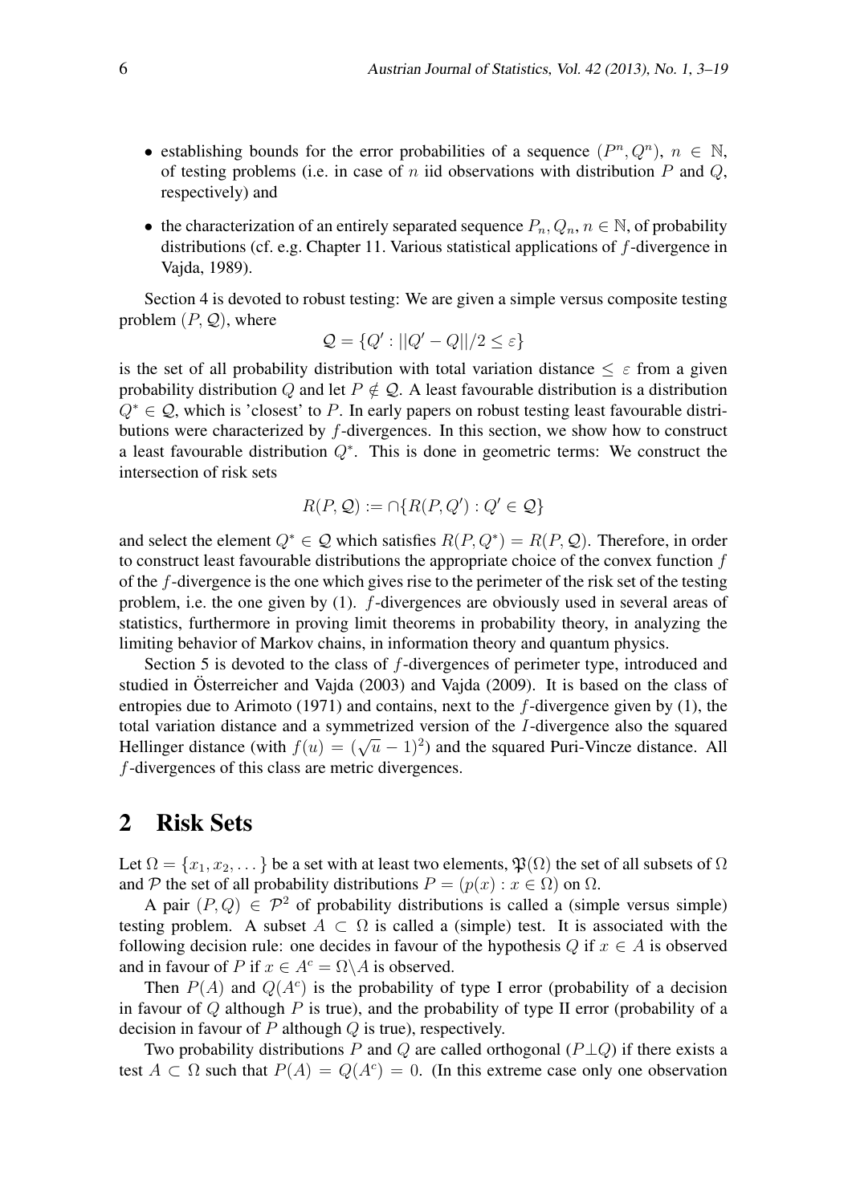- establishing bounds for the error probabilities of a sequence $(P^n, Q^n)$, $n \in \mathbb{N}$, of testing problems (i.e. in case of $n$ iid observations with distribution $P$ and $Q$, respectively) and
- the characterization of an entirely separated sequence $P_n, Q_n$, $n \in \mathbb{N}$, of probability distributions (cf. e.g. Chapter 11. Various statistical applications of $f$-divergence in Vajda, 1989).

Section 4 is devoted to robust testing: We are given a simple versus composite testing problem $(P, \mathcal{Q})$, where

$$\mathcal{Q} = \{Q' : ||Q' - Q||/2 \leq \varepsilon\}$$

is the set of all probability distribution with total variation distance $\leq \varepsilon$ from a given probability distribution $Q$ and let $P \notin \mathcal{Q}$. A least favourable distribution is a distribution $Q^* \in \mathcal{Q}$, which is 'closest' to $P$. In early papers on robust testing least favourable distributions were characterized by $f$-divergences. In this section, we show how to construct a least favourable distribution $Q^*$. This is done in geometric terms: We construct the intersection of risk sets

$$R(P, \mathcal{Q}) := \cap\{R(P, Q') : Q' \in \mathcal{Q}\}$$

and select the element $Q^* \in \mathcal{Q}$ which satisfies $R(P, Q^*) = R(P, \mathcal{Q})$. Therefore, in order to construct least favourable distributions the appropriate choice of the convex function $f$ of the $f$-divergence is the one which gives rise to the perimeter of the risk set of the testing problem, i.e. the one given by (1). $f$-divergences are obviously used in several areas of statistics, furthermore in proving limit theorems in probability theory, in analyzing the limiting behavior of Markov chains, in information theory and quantum physics.

Section 5 is devoted to the class of $f$-divergences of perimeter type, introduced and studied in Österreicher and Vajda (2003) and Vajda (2009). It is based on the class of entropies due to Arimoto (1971) and contains, next to the $f$-divergence given by (1), the total variation distance and a symmetrized version of the $I$-divergence also the squared Hellinger distance (with $f(u) = (\sqrt{u} - 1)^2$) and the squared Puri-Vincze distance. All $f$-divergences of this class are metric divergences.

## 2 Risk Sets

Let $\Omega = \{x_1, x_2, \dots\}$ be a set with at least two elements, $\mathfrak{P}(\Omega)$ the set of all subsets of $\Omega$ and $\mathcal{P}$ the set of all probability distributions $P = (p(x) : x \in \Omega)$ on $\Omega$.

A pair $(P, Q) \in \mathcal{P}^2$ of probability distributions is called a (simple versus simple) testing problem. A subset $A \subset \Omega$ is called a (simple) test. It is associated with the following decision rule: one decides in favour of the hypothesis $Q$ if $x \in A$ is observed and in favour of $P$ if $x \in A^c = \Omega \backslash A$ is observed.

Then $P(A)$ and $Q(A^c)$ is the probability of type I error (probability of a decision in favour of $Q$ although $P$ is true), and the probability of type II error (probability of a decision in favour of $P$ although $Q$ is true), respectively.

Two probability distributions $P$ and $Q$ are called orthogonal ($P \perp Q$) if there exists a test $A \subset \Omega$ such that $P(A) = Q(A^c) = 0$. (In this extreme case only one observation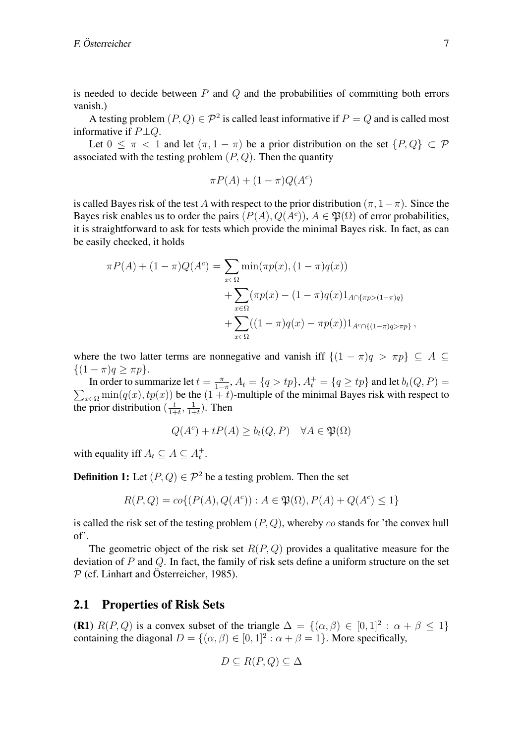is needed to decide between $P$ and $Q$ and the probabilities of committing both errors vanish.)

A testing problem $(P,Q) \in \mathcal{P}^2$ is called least informative if $P = Q$ and is called most informative if $P \perp Q$.

Let $0 \leq \pi < 1$ and let $(\pi, 1-\pi)$ be a prior distribution on the set $\{P, Q\} \subset \mathcal{P}$ associated with the testing problem $(P,Q)$. Then the quantity

$$\pi P(A) + (1-\pi) Q(A^c)$$

is called Bayes risk of the test $A$ with respect to the prior distribution $(\pi, 1-\pi)$. Since the Bayes risk enables us to order the pairs $(P(A), Q(A^c))$, $A \in \mathfrak{P}(\Omega)$ of error probabilities, it is straightforward to ask for tests which provide the minimal Bayes risk. In fact, as can be easily checked, it holds

$$\begin{aligned}
\pi P(A) + (1-\pi) Q(A^c) = & \sum_{x\in\Omega} \min(\pi p(x), (1-\pi) q(x)) \\
& + \sum_{x\in\Omega} (\pi p(x) - (1-\pi) q(x) 1_{A\cap\{\pi p > (1-\pi) q\}} \\
& + \sum_{x\in\Omega} ((1-\pi) q(x) - \pi p(x)) 1_{A^c \cap \{(1-\pi) q > \pi p\}} \,,
\end{aligned}$$

where the two latter terms are nonnegative and vanish iff $\{(1-\pi) q > \pi p\} \subseteq A \subseteq \{(1-\pi) q \geq \pi p\}$.

In order to summarize let $t = \frac{\pi}{1-\pi}$, $A_t = \{q > tp\}$, $A_t^+ = \{q \geq tp\}$ and let $b_t(Q,P) = \sum_{x\in\Omega} \min(q(x), tp(x))$ be the $(1+t)$-multiple of the minimal Bayes risk with respect to the prior distribution $(\frac{t}{1+t}, \frac{1}{1+t})$. Then

$$Q(A^c) + tP(A) \geq b_t(Q,P) \quad \forall A \in \mathfrak{P}(\Omega)$$

with equality iff $A_t \subseteq A \subseteq A_t^+$.

**Definition 1:** Let $(P,Q) \in \mathcal{P}^2$ be a testing problem. Then the set

$$R(P,Q) = co\{(P(A), Q(A^c)) : A \in \mathfrak{P}(\Omega), P(A) + Q(A^c) \leq 1\}$$

is called the risk set of the testing problem $(P,Q)$, whereby $co$ stands for 'the convex hull of'.

The geometric object of the risk set $R(P,Q)$ provides a qualitative measure for the deviation of $P$ and $Q$. In fact, the family of risk sets define a uniform structure on the set $\mathcal{P}$ (cf. Linhart and Österreicher, 1985).

## 2.1 Properties of Risk Sets

**(R1)** $R(P,Q)$ is a convex subset of the triangle $\Delta = \{(\alpha, \beta) \in [0,1]^2 : \alpha + \beta \leq 1\}$ containing the diagonal $D = \{(\alpha, \beta) \in [0,1]^2 : \alpha + \beta = 1\}$. More specifically,

$$D \subseteq R(P,Q) \subseteq \Delta$$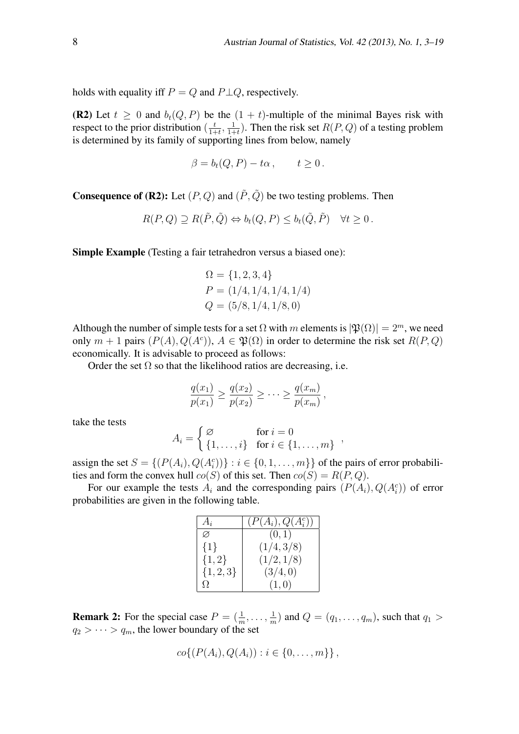holds with equality iff $P = Q$ and $P \perp Q$, respectively.

**(R2)** Let $t \geq 0$ and $b_t(Q, P)$ be the $(1+t)$-multiple of the minimal Bayes risk with respect to the prior distribution $(\frac{t}{1+t}, \frac{1}{1+t})$. Then the risk set $R(P, Q)$ of a testing problem is determined by its family of supporting lines from below, namely

$$\beta = b_t(Q, P) - t\alpha \,, \qquad t \geq 0 \,.$$

**Consequence of (R2):** Let $(P, Q)$ and $(\tilde{P}, \tilde{Q})$ be two testing problems. Then

$$R(P, Q) \supseteq R(\tilde{P}, \tilde{Q}) \Leftrightarrow b_t(Q, P) \leq b_t(\tilde{Q}, \tilde{P}) \quad \forall t \geq 0 \,.$$

**Simple Example** (Testing a fair tetrahedron versus a biased one):

$$\Omega = \{1, 2, 3, 4\}$$
$$P = (1/4, 1/4, 1/4, 1/4)$$
$$Q = (5/8, 1/4, 1/8, 0)$$

Although the number of simple tests for a set $\Omega$ with $m$ elements is $|\mathfrak{P}(\Omega)| = 2^m$, we need only $m + 1$ pairs $(P(A), Q(A^c))$, $A \in \mathfrak{P}(\Omega)$ in order to determine the risk set $R(P, Q)$ economically. It is advisable to proceed as follows:

Order the set $\Omega$ so that the likelihood ratios are decreasing, i.e.

$$\frac{q(x_1)}{p(x_1)} \geq \frac{q(x_2)}{p(x_2)} \geq \cdots \geq \frac{q(x_m)}{p(x_m)} \,,$$

take the tests

$$A_i = \begin{cases} \varnothing & \text{for } i = 0 \\ \{1, \ldots, i\} & \text{for } i \in \{1, \ldots, m\} \end{cases} \,,$$

assign the set $S = \{(P(A_i), Q(A_i^c))\} : i \in \{0, 1, \ldots, m\}\}$ of the pairs of error probabilities and form the convex hull $co(S)$ of this set. Then $co(S) = R(P, Q)$.

For our example the tests $A_i$ and the corresponding pairs $(P(A_i), Q(A_i^c))$ of error probabilities are given in the following table.

| $A_i$ | $(P(A_i), Q(A_i^c))$ |
|---|---|
| $\varnothing$ | $(0, 1)$ |
| $\{1\}$ | $(1/4, 3/8)$ |
| $\{1, 2\}$ | $(1/2, 1/8)$ |
| $\{1, 2, 3\}$ | $(3/4, 0)$ |
| $\Omega$ | $(1, 0)$ |

**Remark 2:** For the special case $P = (\frac{1}{m}, \ldots, \frac{1}{m})$ and $Q = (q_1, \ldots, q_m)$, such that $q_1 > q_2 > \cdots > q_m$, the lower boundary of the set

$$co\{(P(A_i), Q(A_i)) : i \in \{0, \ldots, m\}\} \,,$$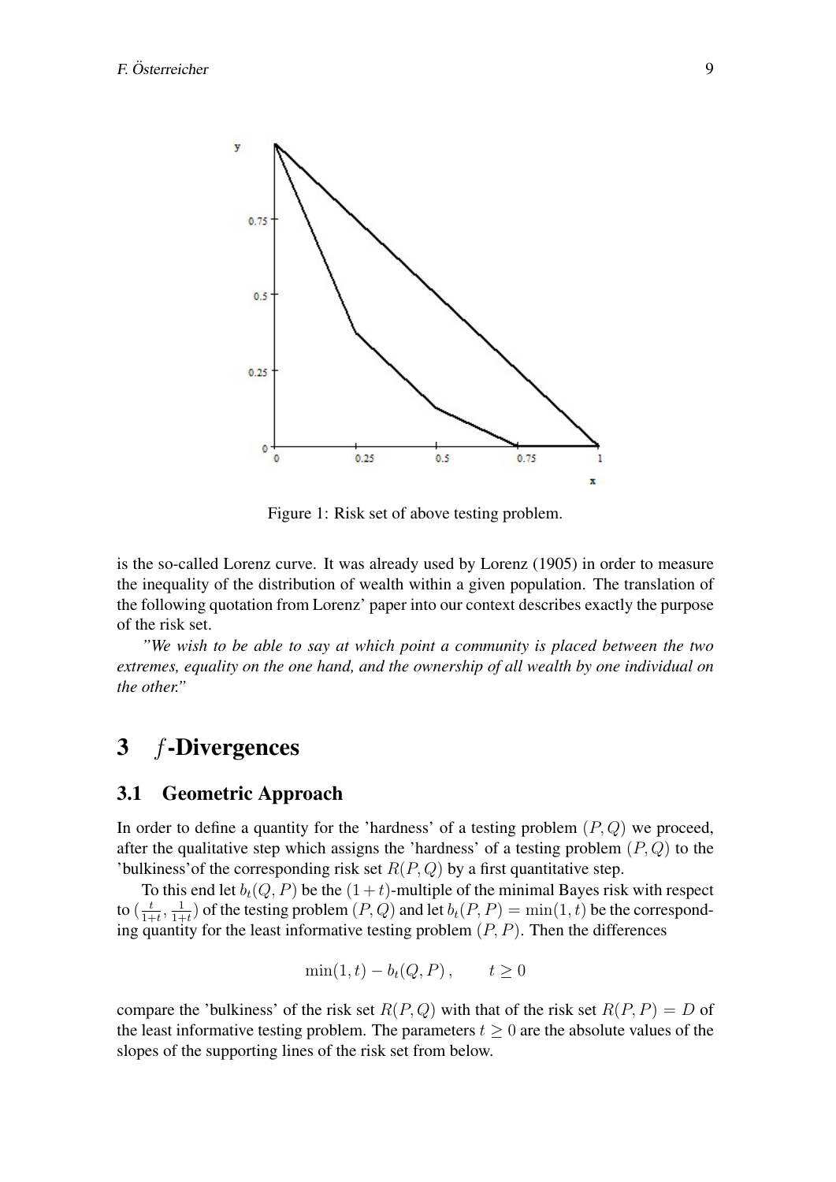Figure 1: Risk set of above testing problem.

is the so-called Lorenz curve. It was already used by Lorenz (1905) in order to measure the inequality of the distribution of wealth within a given population. The translation of the following quotation from Lorenz' paper into our context describes exactly the purpose of the risk set.

*"We wish to be able to say at which point a community is placed between the two extremes, equality on the one hand, and the ownership of all wealth by one individual on the other."*

## 3 $f$-Divergences

### 3.1 Geometric Approach

In order to define a quantity for the 'hardness' of a testing problem $(P, Q)$ we proceed, after the qualitative step which assigns the 'hardness' of a testing problem $(P, Q)$ to the 'bulkiness'of the corresponding risk set $R(P, Q)$ by a first quantitative step.

To this end let $b_t(Q, P)$ be the $(1+t)$-multiple of the minimal Bayes risk with respect to $(\frac{t}{1+t}, \frac{1}{1+t})$ of the testing problem $(P, Q)$ and let $b_t(P, P) = \min(1, t)$ be the corresponding quantity for the least informative testing problem $(P, P)$. Then the differences

$$\min(1, t) - b_t(Q, P) \,, \qquad t \geq 0$$

compare the 'bulkiness' of the risk set $R(P, Q)$ with that of the risk set $R(P, P) = D$ of the least informative testing problem. The parameters $t \geq 0$ are the absolute values of the slopes of the supporting lines of the risk set from below.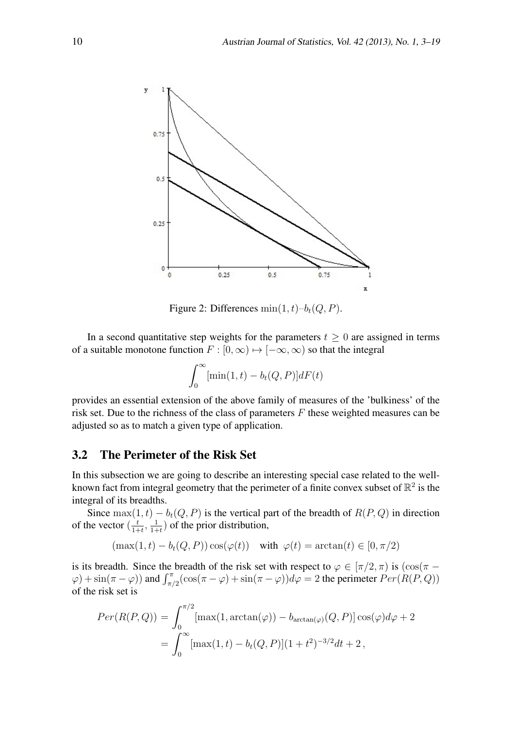Figure 2: Differences $\min(1,t)$–$b_t(Q,P)$.

In a second quantitative step weights for the parameters $t \geq 0$ are assigned in terms of a suitable monotone function $F : [0,\infty) \mapsto [-\infty,\infty)$ so that the integral

$$\int_0^\infty [\min(1,t) - b_t(Q,P)]dF(t)$$

provides an essential extension of the above family of measures of the 'bulkiness' of the risk set. Due to the richness of the class of parameters $F$ these weighted measures can be adjusted so as to match a given type of application.

## 3.2 The Perimeter of the Risk Set

In this subsection we are going to describe an interesting special case related to the well-known fact from integral geometry that the perimeter of a finite convex subset of $\mathbb{R}^2$ is the integral of its breadths.

Since $\max(1,t) - b_t(Q,P)$ is the vertical part of the breadth of $R(P,Q)$ in direction of the vector $(\frac{t}{1+t}, \frac{1}{1+t})$ of the prior distribution,

$$(\max(1,t) - b_t(Q,P))\cos(\varphi(t)) \quad \text{with} \;\; \varphi(t) = \arctan(t) \in [0,\pi/2)$$

is its breadth. Since the breadth of the risk set with respect to $\varphi \in [\pi/2,\pi)$ is $(\cos(\pi - \varphi) + \sin(\pi - \varphi))$ and $\int_{\pi/2}^{\pi}(\cos(\pi-\varphi)+\sin(\pi-\varphi))d\varphi = 2$ the perimeter $Per(R(P,Q))$ of the risk set is

$$\begin{aligned} Per(R(P,Q)) &= \int_0^{\pi/2} [\max(1,\arctan(\varphi)) - b_{\arctan(\varphi)}(Q,P)]\cos(\varphi)d\varphi + 2 \\ &= \int_0^\infty [\max(1,t) - b_t(Q,P)](1+t^2)^{-3/2}dt + 2\,, \end{aligned}$$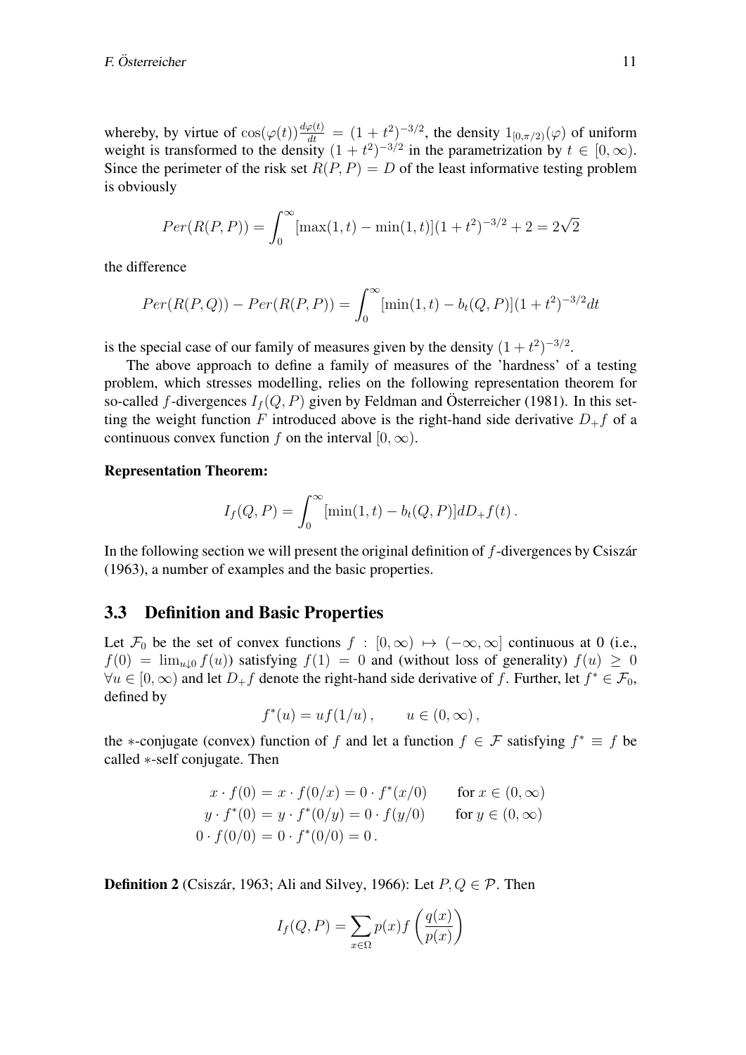whereby, by virtue of $\cos(\varphi(t))\frac{d\varphi(t)}{dt} = (1+t^2)^{-3/2}$, the density $1_{[0,\pi/2)}(\varphi)$ of uniform weight is transformed to the density $(1+t^2)^{-3/2}$ in the parametrization by $t \in [0,\infty)$. Since the perimeter of the risk set $R(P,P) = D$ of the least informative testing problem is obviously

$$Per(R(P,P)) = \int_0^\infty [\max(1,t) - \min(1,t)](1+t^2)^{-3/2} + 2 = 2\sqrt{2}$$

the difference

$$Per(R(P,Q)) - Per(R(P,P)) = \int_0^\infty [\min(1,t) - b_t(Q,P)](1+t^2)^{-3/2} dt$$

is the special case of our family of measures given by the density $(1+t^2)^{-3/2}$.

The above approach to define a family of measures of the 'hardness' of a testing problem, which stresses modelling, relies on the following representation theorem for so-called $f$-divergences $I_f(Q,P)$ given by Feldman and Österreicher (1981). In this setting the weight function $F$ introduced above is the right-hand side derivative $D_+f$ of a continuous convex function $f$ on the interval $[0,\infty)$.

**Representation Theorem:**

$$I_f(Q,P) = \int_0^\infty [\min(1,t) - b_t(Q,P)] dD_+f(t) .$$

In the following section we will present the original definition of $f$-divergences by Csiszár (1963), a number of examples and the basic properties.

### 3.3 Definition and Basic Properties

Let $\mathcal{F}_0$ be the set of convex functions $f : [0,\infty) \mapsto (-\infty,\infty]$ continuous at 0 (i.e., $f(0) = \lim_{u\downarrow 0} f(u)$) satisfying $f(1) = 0$ and (without loss of generality) $f(u) \geq 0$ $\forall u \in [0,\infty)$ and let $D_+f$ denote the right-hand side derivative of $f$. Further, let $f^* \in \mathcal{F}_0$, defined by

$$f^*(u) = uf(1/u) , \qquad u \in (0,\infty) ,$$

the $*$-conjugate (convex) function of $f$ and let a function $f \in \mathcal{F}$ satisfying $f^* \equiv f$ be called $*$-self conjugate. Then

$$\begin{aligned}
x \cdot f(0) &= x \cdot f(0/x) = 0 \cdot f^*(x/0) \qquad \text{for } x \in (0,\infty) \\
y \cdot f^*(0) &= y \cdot f^*(0/y) = 0 \cdot f(y/0) \qquad \text{for } y \in (0,\infty) \\
0 \cdot f(0/0) &= 0 \cdot f^*(0/0) = 0 .
\end{aligned}$$

**Definition 2** (Csiszár, 1963; Ali and Silvey, 1966): Let $P,Q \in \mathcal{P}$. Then

$$I_f(Q,P) = \sum_{x\in\Omega} p(x) f\left(\frac{q(x)}{p(x)}\right)$$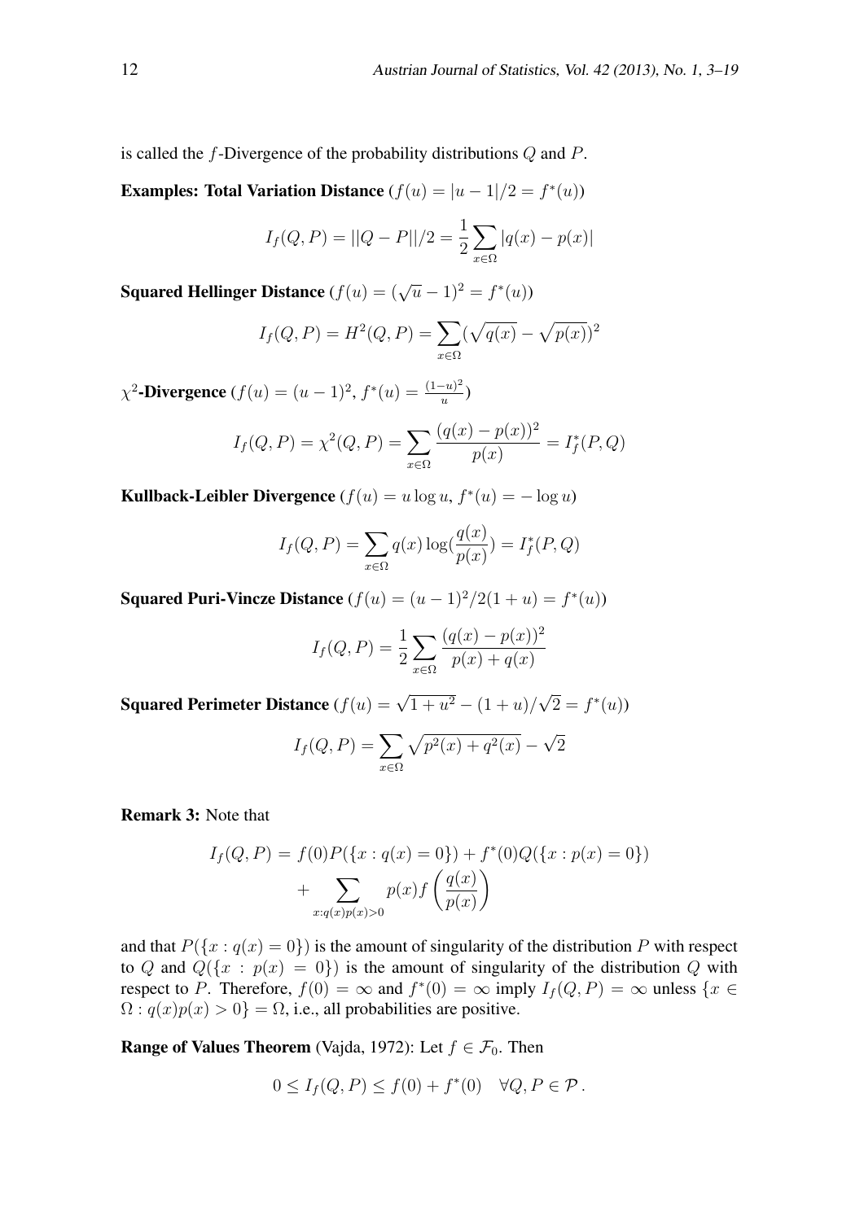is called the $f$-Divergence of the probability distributions $Q$ and $P$.

**Examples: Total Variation Distance** ($f(u) = |u-1|/2 = f^*(u)$)

$$I_f(Q,P) = ||Q-P||/2 = \frac{1}{2}\sum_{x\in\Omega} |q(x) - p(x)|$$

**Squared Hellinger Distance** ($f(u) = (\sqrt{u}-1)^2 = f^*(u)$)

$$I_f(Q,P) = H^2(Q,P) = \sum_{x\in\Omega} (\sqrt{q(x)} - \sqrt{p(x)})^2$$

**$\chi^2$-Divergence** ($f(u) = (u-1)^2$, $f^*(u) = \frac{(1-u)^2}{u}$)

$$I_f(Q,P) = \chi^2(Q,P) = \sum_{x\in\Omega} \frac{(q(x)-p(x))^2}{p(x)} = I_f^*(P,Q)$$

**Kullback-Leibler Divergence** ($f(u) = u\log u$, $f^*(u) = -\log u$)

$$I_f(Q,P) = \sum_{x\in\Omega} q(x)\log(\frac{q(x)}{p(x)}) = I_f^*(P,Q)$$

**Squared Puri-Vincze Distance** ($f(u) = (u-1)^2/2(1+u) = f^*(u)$)

$$I_f(Q,P) = \frac{1}{2}\sum_{x\in\Omega} \frac{(q(x)-p(x))^2}{p(x)+q(x)}$$

**Squared Perimeter Distance** ($f(u) = \sqrt{1+u^2} - (1+u)/\sqrt{2} = f^*(u)$)

$$I_f(Q,P) = \sum_{x\in\Omega} \sqrt{p^2(x)+q^2(x)} - \sqrt{2}$$

**Remark 3:** Note that

$$\begin{aligned} I_f(Q,P) &= f(0)P(\{x : q(x) = 0\}) + f^*(0)Q(\{x : p(x) = 0\}) \\ &\quad + \sum_{x:q(x)p(x)>0} p(x) f\left(\frac{q(x)}{p(x)}\right) \end{aligned}$$

and that $P(\{x : q(x) = 0\})$ is the amount of singularity of the distribution $P$ with respect to $Q$ and $Q(\{x : p(x) = 0\})$ is the amount of singularity of the distribution $Q$ with respect to $P$. Therefore, $f(0) = \infty$ and $f^*(0) = \infty$ imply $I_f(Q,P) = \infty$ unless $\{x \in \Omega : q(x)p(x) > 0\} = \Omega$, i.e., all probabilities are positive.

**Range of Values Theorem** (Vajda, 1972): Let $f \in \mathcal{F}_0$. Then

$$0 \leq I_f(Q,P) \leq f(0) + f^*(0) \quad \forall Q, P \in \mathcal{P}\,.$$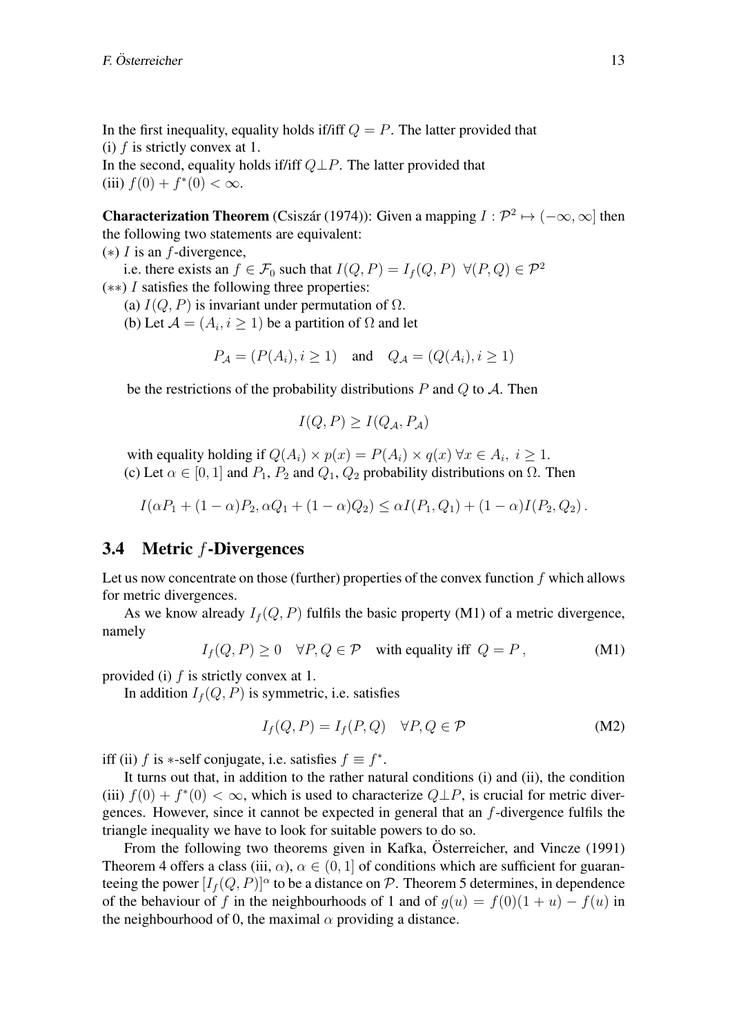In the first inequality, equality holds if/iff $Q = P$. The latter provided that
(i) $f$ is strictly convex at 1.
In the second, equality holds if/iff $Q \perp P$. The latter provided that
(iii) $f(0) + f^*(0) < \infty$.

**Characterization Theorem** (Csiszár (1974)): Given a mapping $I : \mathcal{P}^2 \mapsto (-\infty, \infty]$ then the following two statements are equivalent:

($*$) $I$ is an $f$-divergence,
i.e. there exists an $f \in \mathcal{F}_0$ such that $I(Q,P) = I_f(Q,P) \ \forall (P,Q) \in \mathcal{P}^2$

($**$) $I$ satisfies the following three properties:

(a) $I(Q,P)$ is invariant under permutation of $\Omega$.

(b) Let $\mathcal{A} = (A_i, i \geq 1)$ be a partition of $\Omega$ and let

$$P_{\mathcal{A}} = (P(A_i), i \geq 1) \quad \text{and} \quad Q_{\mathcal{A}} = (Q(A_i), i \geq 1)$$

be the restrictions of the probability distributions $P$ and $Q$ to $\mathcal{A}$. Then

$$I(Q,P) \geq I(Q_{\mathcal{A}}, P_{\mathcal{A}})$$

with equality holding if $Q(A_i) \times p(x) = P(A_i) \times q(x) \ \forall x \in A_i, \ i \geq 1$.

(c) Let $\alpha \in [0,1]$ and $P_1$, $P_2$ and $Q_1$, $Q_2$ probability distributions on $\Omega$. Then

$$I(\alpha P_1 + (1-\alpha)P_2, \alpha Q_1 + (1-\alpha)Q_2) \leq \alpha I(P_1, Q_1) + (1-\alpha) I(P_2, Q_2).$$

## 3.4 Metric $f$-Divergences

Let us now concentrate on those (further) properties of the convex function $f$ which allows for metric divergences.

As we know already $I_f(Q,P)$ fulfils the basic property (M1) of a metric divergence, namely

$$I_f(Q,P) \geq 0 \quad \forall P, Q \in \mathcal{P} \quad \text{with equality iff } \ Q = P\,, \tag{M1}$$

provided (i) $f$ is strictly convex at 1.

In addition $I_f(Q,P)$ is symmetric, i.e. satisfies

$$I_f(Q,P) = I_f(P,Q) \quad \forall P, Q \in \mathcal{P} \tag{M2}$$

iff (ii) $f$ is $*$-self conjugate, i.e. satisfies $f \equiv f^*$.

It turns out that, in addition to the rather natural conditions (i) and (ii), the condition (iii) $f(0) + f^*(0) < \infty$, which is used to characterize $Q \perp P$, is crucial for metric divergences. However, since it cannot be expected in general that an $f$-divergence fulfils the triangle inequality we have to look for suitable powers to do so.

From the following two theorems given in Kafka, Österreicher, and Vincze (1991) Theorem 4 offers a class (iii, $\alpha$), $\alpha \in (0,1]$ of conditions which are sufficient for guaranteeing the power $[I_f(Q,P)]^\alpha$ to be a distance on $\mathcal{P}$. Theorem 5 determines, in dependence of the behaviour of $f$ in the neighbourhoods of 1 and of $g(u) = f(0)(1+u) - f(u)$ in the neighbourhood of 0, the maximal $\alpha$ providing a distance.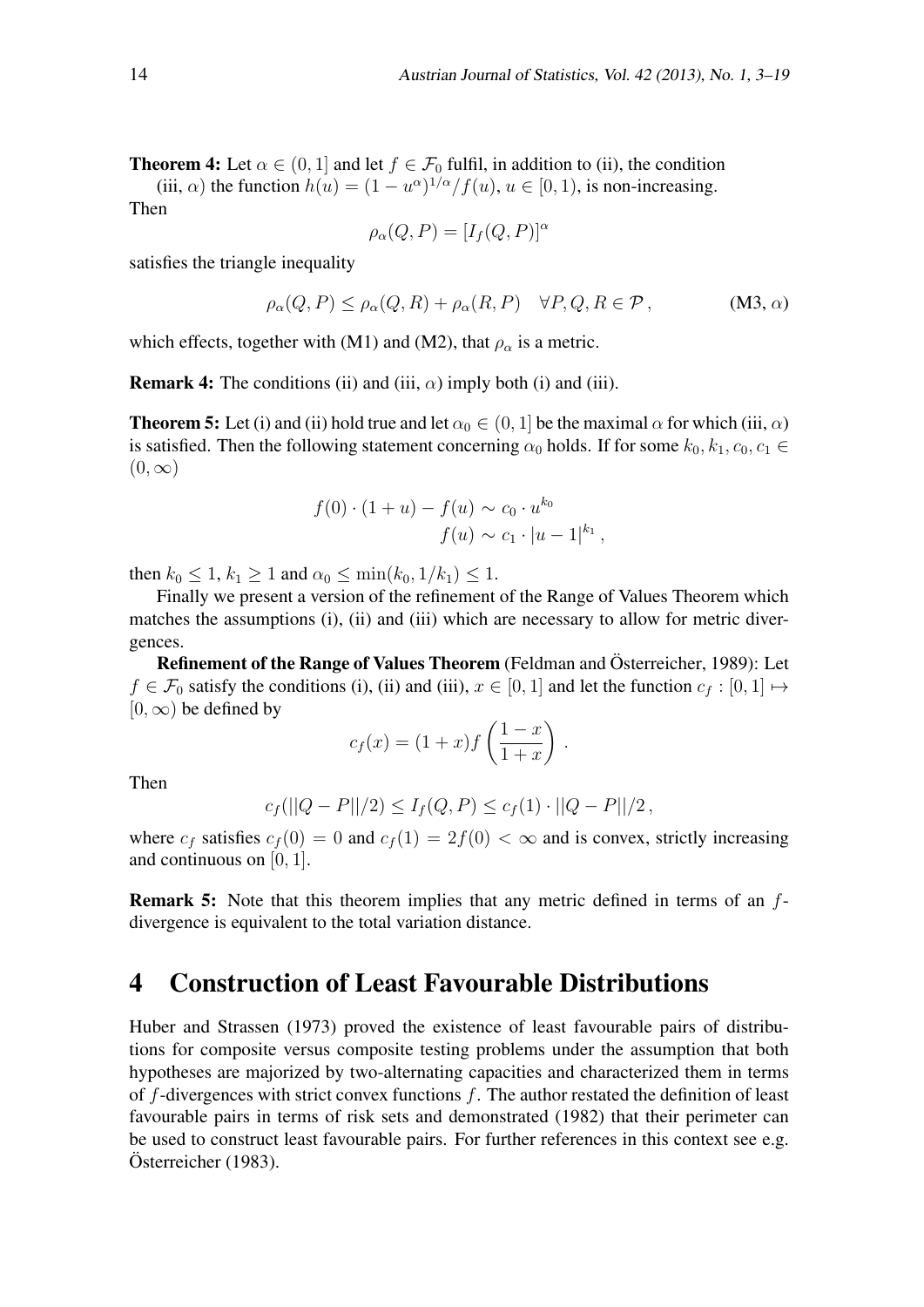**Theorem 4:** Let $\alpha \in (0, 1]$ and let $f \in \mathcal{F}_0$ fulfil, in addition to (ii), the condition

(iii, $\alpha$) the function $h(u) = (1 - u^\alpha)^{1/\alpha}/f(u)$, $u \in [0, 1)$, is non-increasing.

Then

$$\rho_\alpha(Q, P) = [I_f(Q, P)]^\alpha$$

satisfies the triangle inequality

$$\rho_\alpha(Q, P) \leq \rho_\alpha(Q, R) + \rho_\alpha(R, P) \quad \forall P, Q, R \in \mathcal{P}\,, \tag{M3, $\alpha$}$$

which effects, together with (M1) and (M2), that $\rho_\alpha$ is a metric.

**Remark 4:** The conditions (ii) and (iii, $\alpha$) imply both (i) and (iii).

**Theorem 5:** Let (i) and (ii) hold true and let $\alpha_0 \in (0, 1]$ be the maximal $\alpha$ for which (iii, $\alpha$) is satisfied. Then the following statement concerning $\alpha_0$ holds. If for some $k_0, k_1, c_0, c_1 \in (0, \infty)$

$$f(0) \cdot (1 + u) - f(u) \sim c_0 \cdot u^{k_0}$$
$$f(u) \sim c_1 \cdot |u - 1|^{k_1}\,,$$

then $k_0 \leq 1$, $k_1 \geq 1$ and $\alpha_0 \leq \min(k_0, 1/k_1) \leq 1$.

Finally we present a version of the refinement of the Range of Values Theorem which matches the assumptions (i), (ii) and (iii) which are necessary to allow for metric divergences.

**Refinement of the Range of Values Theorem** (Feldman and Österreicher, 1989): Let $f \in \mathcal{F}_0$ satisfy the conditions (i), (ii) and (iii), $x \in [0, 1]$ and let the function $c_f : [0, 1] \mapsto [0, \infty)$ be defined by

$$c_f(x) = (1 + x) f\left(\frac{1 - x}{1 + x}\right)\,.$$

Then

$$c_f(||Q - P||/2) \leq I_f(Q, P) \leq c_f(1) \cdot ||Q - P||/2\,,$$

where $c_f$ satisfies $c_f(0) = 0$ and $c_f(1) = 2f(0) < \infty$ and is convex, strictly increasing and continuous on $[0, 1]$.

**Remark 5:** Note that this theorem implies that any metric defined in terms of an $f$-divergence is equivalent to the total variation distance.

## 4 Construction of Least Favourable Distributions

Huber and Strassen (1973) proved the existence of least favourable pairs of distributions for composite versus composite testing problems under the assumption that both hypotheses are majorized by two-alternating capacities and characterized them in terms of $f$-divergences with strict convex functions $f$. The author restated the definition of least favourable pairs in terms of risk sets and demonstrated (1982) that their perimeter can be used to construct least favourable pairs. For further references in this context see e.g. Österreicher (1983).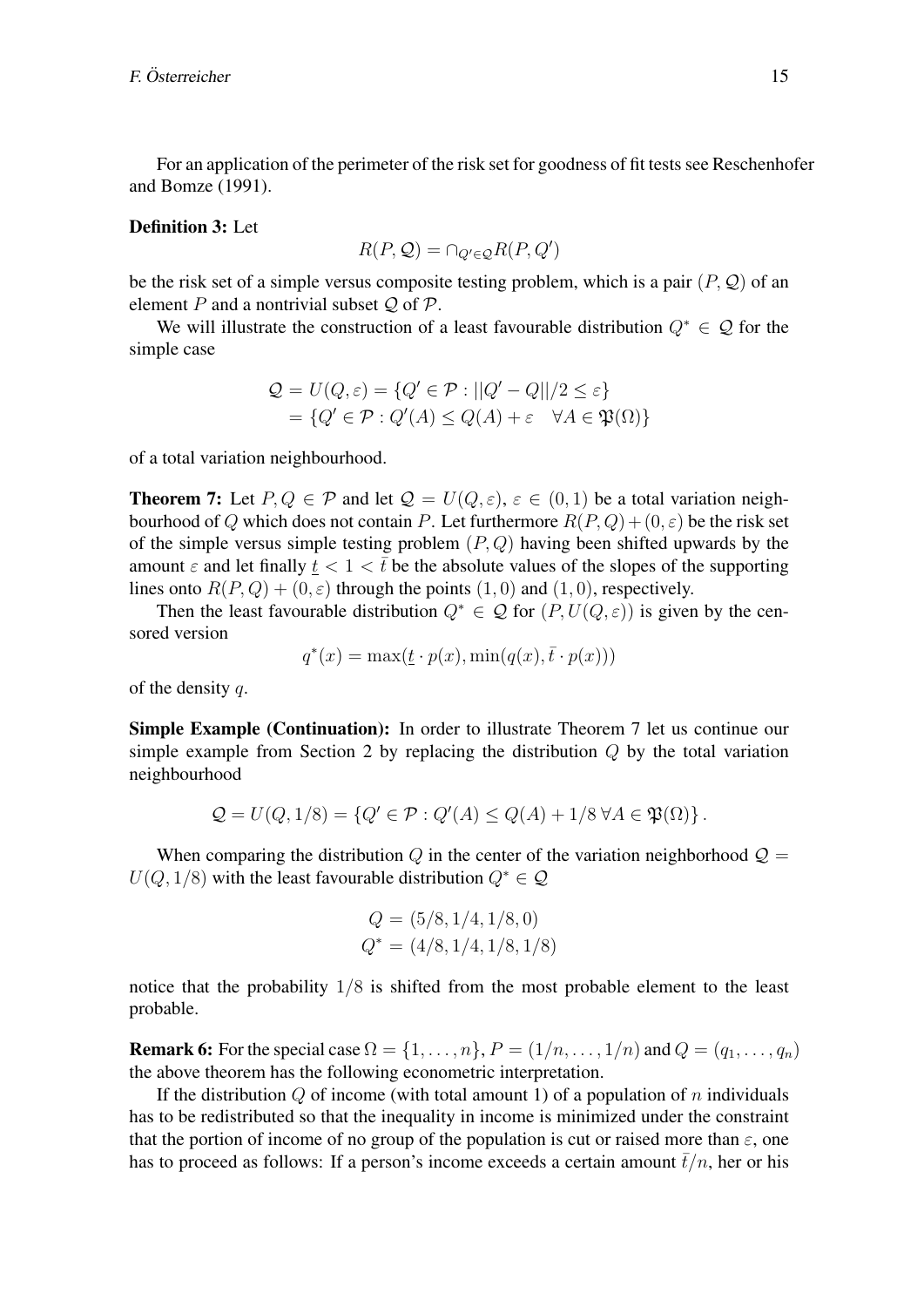For an application of the perimeter of the risk set for goodness of fit tests see Reschenhofer and Bomze (1991).

**Definition 3:** Let

$$R(P, \mathcal{Q}) = \cap_{Q' \in \mathcal{Q}} R(P, Q')$$

be the risk set of a simple versus composite testing problem, which is a pair $(P, \mathcal{Q})$ of an element $P$ and a nontrivial subset $\mathcal{Q}$ of $\mathcal{P}$.

We will illustrate the construction of a least favourable distribution $Q^* \in \mathcal{Q}$ for the simple case

$$\begin{aligned}\mathcal{Q} = U(Q, \varepsilon) &= \{Q' \in \mathcal{P} : ||Q' - Q||/2 \leq \varepsilon\} \\ &= \{Q' \in \mathcal{P} : Q'(A) \leq Q(A) + \varepsilon \quad \forall A \in \mathfrak{P}(\Omega)\}\end{aligned}$$

of a total variation neighbourhood.

**Theorem 7:** Let $P, Q \in \mathcal{P}$ and let $\mathcal{Q} = U(Q, \varepsilon)$, $\varepsilon \in (0, 1)$ be a total variation neighbourhood of $Q$ which does not contain $P$. Let furthermore $R(P, Q) + (0, \varepsilon)$ be the risk set of the simple versus simple testing problem $(P, Q)$ having been shifted upwards by the amount $\varepsilon$ and let finally $\underline{t} < 1 < \bar{t}$ be the absolute values of the slopes of the supporting lines onto $R(P, Q) + (0, \varepsilon)$ through the points $(1, 0)$ and $(1, 0)$, respectively.

Then the least favourable distribution $Q^* \in \mathcal{Q}$ for $(P, U(Q, \varepsilon))$ is given by the censored version

$$q^*(x) = \max(\underline{t} \cdot p(x), \min(q(x), \bar{t} \cdot p(x)))$$

of the density $q$.

**Simple Example (Continuation):** In order to illustrate Theorem 7 let us continue our simple example from Section 2 by replacing the distribution $Q$ by the total variation neighbourhood

$$\mathcal{Q} = U(Q, 1/8) = \{Q' \in \mathcal{P} : Q'(A) \leq Q(A) + 1/8 \; \forall A \in \mathfrak{P}(\Omega)\}.$$

When comparing the distribution $Q$ in the center of the variation neighborhood $\mathcal{Q} = U(Q, 1/8)$ with the least favourable distribution $Q^* \in \mathcal{Q}$

$$\begin{aligned}Q &= (5/8, 1/4, 1/8, 0) \\ Q^* &= (4/8, 1/4, 1/8, 1/8)\end{aligned}$$

notice that the probability $1/8$ is shifted from the most probable element to the least probable.

**Remark 6:** For the special case $\Omega = \{1, \ldots, n\}$, $P = (1/n, \ldots, 1/n)$ and $Q = (q_1, \ldots, q_n)$ the above theorem has the following econometric interpretation.

If the distribution $Q$ of income (with total amount 1) of a population of $n$ individuals has to be redistributed so that the inequality in income is minimized under the constraint that the portion of income of no group of the population is cut or raised more than $\varepsilon$, one has to proceed as follows: If a person's income exceeds a certain amount $\bar{t}/n$, her or his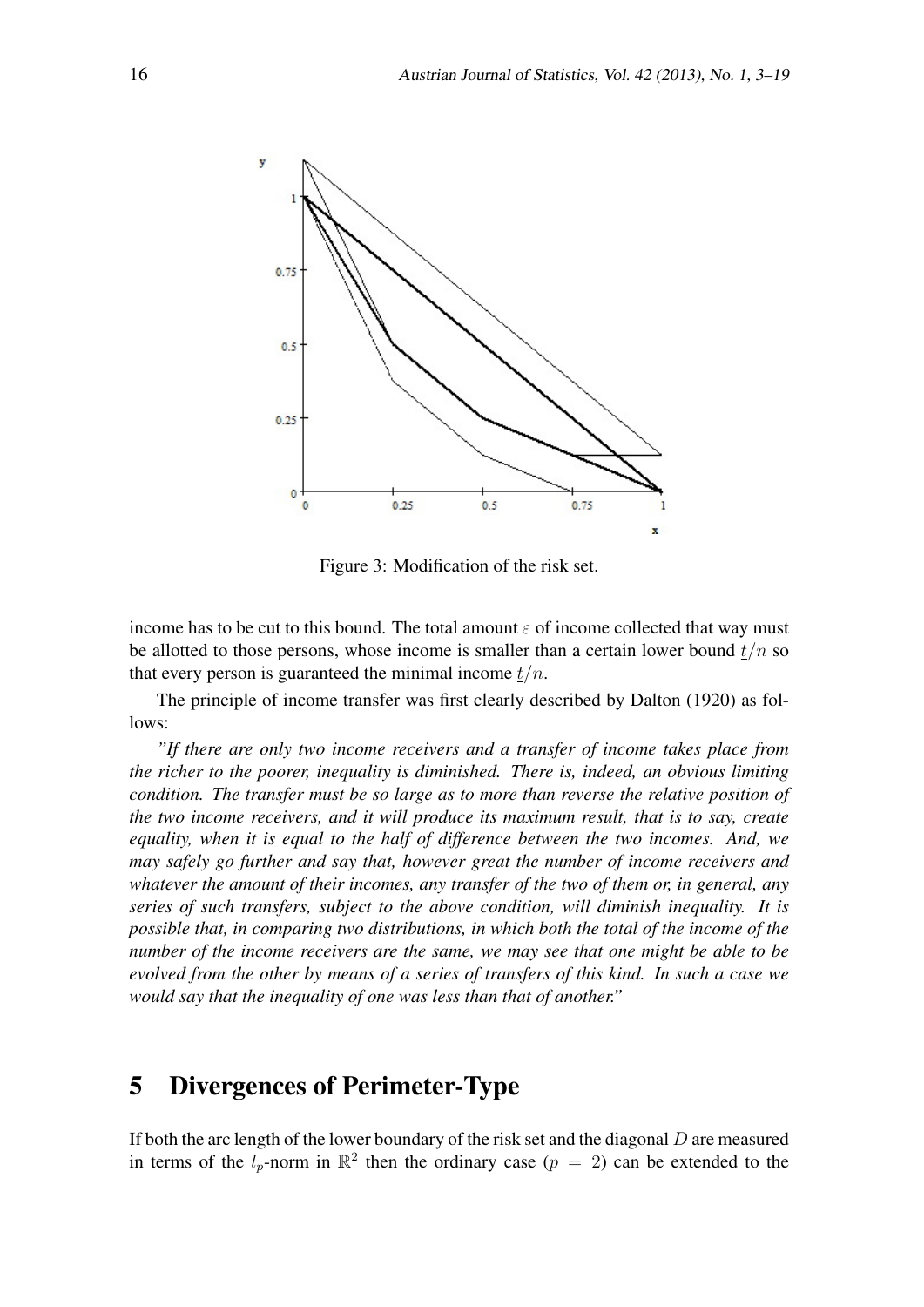Figure 3: Modification of the risk set.

income has to be cut to this bound. The total amount $\varepsilon$ of income collected that way must be allotted to those persons, whose income is smaller than a certain lower bound $\underline{t}/n$ so that every person is guaranteed the minimal income $\underline{t}/n$.

The principle of income transfer was first clearly described by Dalton (1920) as follows:

*"If there are only two income receivers and a transfer of income takes place from the richer to the poorer, inequality is diminished. There is, indeed, an obvious limiting condition. The transfer must be so large as to more than reverse the relative position of the two income receivers, and it will produce its maximum result, that is to say, create equality, when it is equal to the half of difference between the two incomes. And, we may safely go further and say that, however great the number of income receivers and whatever the amount of their incomes, any transfer of the two of them or, in general, any series of such transfers, subject to the above condition, will diminish inequality. It is possible that, in comparing two distributions, in which both the total of the income of the number of the income receivers are the same, we may see that one might be able to be evolved from the other by means of a series of transfers of this kind. In such a case we would say that the inequality of one was less than that of another."*

# 5 Divergences of Perimeter-Type

If both the arc length of the lower boundary of the risk set and the diagonal $D$ are measured in terms of the $l_p$-norm in $\mathbb{R}^2$ then the ordinary case ($p = 2$) can be extended to the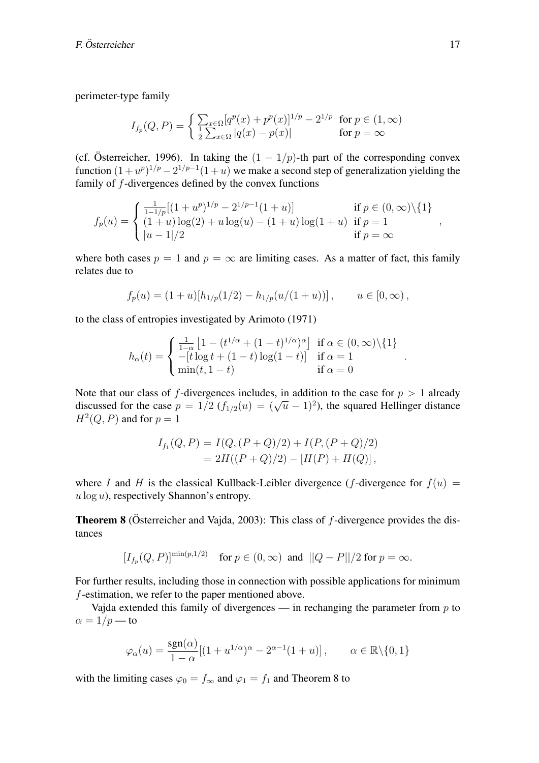perimeter-type family

$$I_{f_p}(Q,P) = \begin{cases} \sum_{x\in\Omega}[q^p(x)+p^p(x)]^{1/p} - 2^{1/p} & \text{for } p \in (1,\infty) \\ \frac{1}{2}\sum_{x\in\Omega}|q(x)-p(x)| & \text{for } p=\infty \end{cases}$$

(cf. Österreicher, 1996). In taking the $(1-1/p)$-th part of the corresponding convex function $(1+u^p)^{1/p} - 2^{1/p-1}(1+u)$ we make a second step of generalization yielding the family of $f$-divergences defined by the convex functions

$$f_p(u) = \begin{cases} \frac{1}{1-1/p}[(1+u^p)^{1/p} - 2^{1/p-1}(1+u)] & \text{if } p \in (0,\infty)\backslash\{1\} \\ (1+u)\log(2) + u\log(u) - (1+u)\log(1+u) & \text{if } p=1 \\ |u-1|/2 & \text{if } p=\infty \end{cases},$$

where both cases $p=1$ and $p=\infty$ are limiting cases. As a matter of fact, this family relates due to

$$f_p(u) = (1+u)[h_{1/p}(1/2) - h_{1/p}(u/(1+u))], \qquad u \in [0,\infty),$$

to the class of entropies investigated by Arimoto (1971)

$$h_\alpha(t) = \begin{cases} \frac{1}{1-\alpha}\left[1-(t^{1/\alpha}+(1-t)^{1/\alpha})^\alpha\right] & \text{if } \alpha \in (0,\infty)\backslash\{1\} \\ -[t\log t + (1-t)\log(1-t)] & \text{if } \alpha=1 \\ \min(t,1-t) & \text{if } \alpha=0 \end{cases}.$$

Note that our class of $f$-divergences includes, in addition to the case for $p>1$ already discussed for the case $p=1/2$ ($f_{1/2}(u) = (\sqrt{u}-1)^2$), the squared Hellinger distance $H^2(Q,P)$ and for $p=1$

$$\begin{aligned} I_{f_1}(Q,P) &= I(Q,(P+Q)/2) + I(P,(P+Q)/2) \\ &= 2H((P+Q)/2) - [H(P)+H(Q)], \end{aligned}$$

where $I$ and $H$ is the classical Kullback-Leibler divergence ($f$-divergence for $f(u) = u\log u$), respectively Shannon's entropy.

**Theorem 8** (Österreicher and Vajda, 2003): This class of $f$-divergence provides the distances

$$[I_{f_p}(Q,P)]^{\min(p,1/2)} \quad \text{for } p \in (0,\infty) \text{ and } ||Q-P||/2 \text{ for } p=\infty.$$

For further results, including those in connection with possible applications for minimum $f$-estimation, we refer to the paper mentioned above.

Vajda extended this family of divergences — in rechanging the parameter from $p$ to $\alpha = 1/p$ — to

$$\varphi_\alpha(u) = \frac{\text{sgn}(\alpha)}{1-\alpha}[(1+u^{1/\alpha})^\alpha - 2^{\alpha-1}(1+u)], \qquad \alpha \in \mathbb{R}\backslash\{0,1\}$$

with the limiting cases $\varphi_0 = f_\infty$ and $\varphi_1 = f_1$ and Theorem 8 to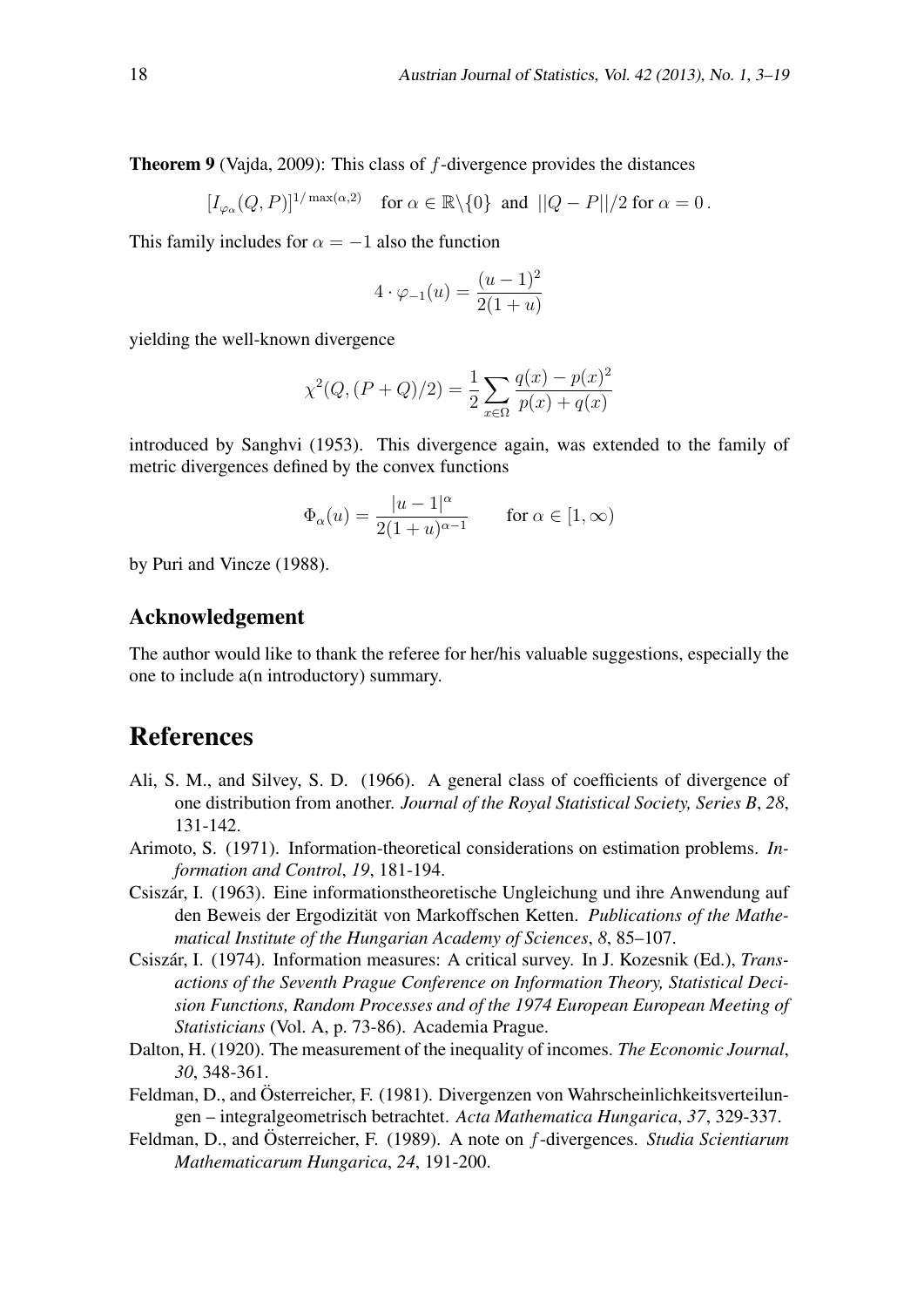**Theorem 9** (Vajda, 2009): This class of $f$-divergence provides the distances

$$[I_{\varphi_\alpha}(Q,P)]^{1/\max(\alpha,2)} \quad \text{for } \alpha \in \mathbb{R}\backslash\{0\} \text{ and } ||Q-P||/2 \text{ for } \alpha = 0\,.$$

This family includes for $\alpha = -1$ also the function

$$4 \cdot \varphi_{-1}(u) = \frac{(u-1)^2}{2(1+u)}$$

yielding the well-known divergence

$$\chi^2(Q,(P+Q)/2) = \frac{1}{2}\sum_{x\in\Omega} \frac{q(x)-p(x)^2}{p(x)+q(x)}$$

introduced by Sanghvi (1953). This divergence again, was extended to the family of metric divergences defined by the convex functions

$$\Phi_\alpha(u) = \frac{|u-1|^\alpha}{2(1+u)^{\alpha-1}} \qquad \text{for } \alpha \in [1,\infty)$$

by Puri and Vincze (1988).

## Acknowledgement

The author would like to thank the referee for her/his valuable suggestions, especially the one to include a(n introductory) summary.

# References

Ali, S. M., and Silvey, S. D. (1966). A general class of coefficients of divergence of one distribution from another. *Journal of the Royal Statistical Society, Series B*, *28*, 131-142.

Arimoto, S. (1971). Information-theoretical considerations on estimation problems. *Information and Control*, *19*, 181-194.

Csiszár, I. (1963). Eine informationstheoretische Ungleichung und ihre Anwendung auf den Beweis der Ergodizität von Markoffschen Ketten. *Publications of the Mathematical Institute of the Hungarian Academy of Sciences*, *8*, 85–107.

Csiszár, I. (1974). Information measures: A critical survey. In J. Kozesnik (Ed.), *Transactions of the Seventh Prague Conference on Information Theory, Statistical Decision Functions, Random Processes and of the 1974 European European Meeting of Statisticians* (Vol. A, p. 73-86). Academia Prague.

Dalton, H. (1920). The measurement of the inequality of incomes. *The Economic Journal*, *30*, 348-361.

Feldman, D., and Österreicher, F. (1981). Divergenzen von Wahrscheinlichkeitsverteilungen – integralgeometrisch betrachtet. *Acta Mathematica Hungarica*, *37*, 329-337.

Feldman, D., and Österreicher, F. (1989). A note on $f$-divergences. *Studia Scientiarum Mathematicarum Hungarica*, *24*, 191-200.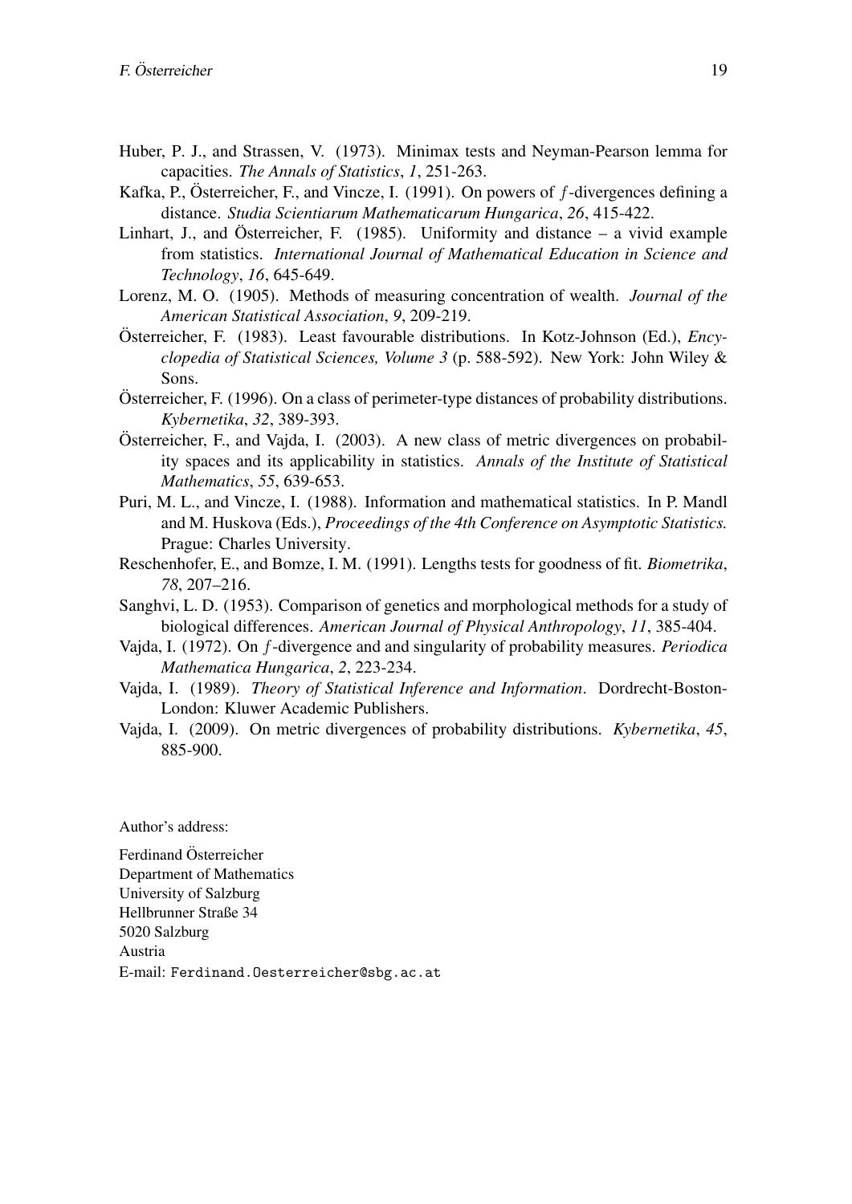Huber, P. J., and Strassen, V. (1973). Minimax tests and Neyman-Pearson lemma for capacities. *The Annals of Statistics*, *1*, 251-263.

Kafka, P., Österreicher, F., and Vincze, I. (1991). On powers of $f$-divergences defining a distance. *Studia Scientiarum Mathematicarum Hungarica*, *26*, 415-422.

Linhart, J., and Österreicher, F. (1985). Uniformity and distance – a vivid example from statistics. *International Journal of Mathematical Education in Science and Technology*, *16*, 645-649.

Lorenz, M. O. (1905). Methods of measuring concentration of wealth. *Journal of the American Statistical Association*, *9*, 209-219.

Österreicher, F. (1983). Least favourable distributions. In Kotz-Johnson (Ed.), *Encyclopedia of Statistical Sciences, Volume 3* (p. 588-592). New York: John Wiley & Sons.

Österreicher, F. (1996). On a class of perimeter-type distances of probability distributions. *Kybernetika*, *32*, 389-393.

Österreicher, F., and Vajda, I. (2003). A new class of metric divergences on probability spaces and its applicability in statistics. *Annals of the Institute of Statistical Mathematics*, *55*, 639-653.

Puri, M. L., and Vincze, I. (1988). Information and mathematical statistics. In P. Mandl and M. Huskova (Eds.), *Proceedings of the 4th Conference on Asymptotic Statistics.* Prague: Charles University.

Reschenhofer, E., and Bomze, I. M. (1991). Lengths tests for goodness of fit. *Biometrika*, *78*, 207–216.

Sanghvi, L. D. (1953). Comparison of genetics and morphological methods for a study of biological differences. *American Journal of Physical Anthropology*, *11*, 385-404.

Vajda, I. (1972). On $f$-divergence and and singularity of probability measures. *Periodica Mathematica Hungarica*, *2*, 223-234.

Vajda, I. (1989). *Theory of Statistical Inference and Information*. Dordrecht-Boston-London: Kluwer Academic Publishers.

Vajda, I. (2009). On metric divergences of probability distributions. *Kybernetika*, *45*, 885-900.

Author's address:

Ferdinand Österreicher
Department of Mathematics
University of Salzburg
Hellbrunner Straße 34
5020 Salzburg
Austria
E-mail: Ferdinand.Oesterreicher@sbg.ac.at